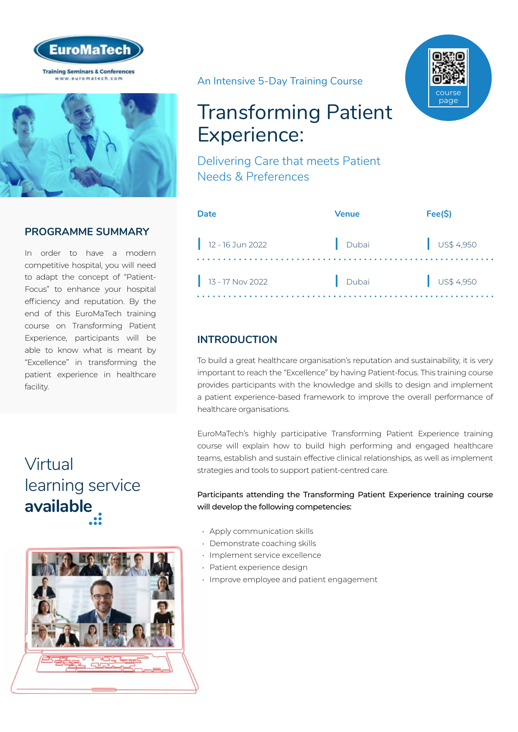EuroMaTech

Training Seminars & Conferences
www.euromatech.com

An Intensive 5-Day Training Course

# Transforming Patient Experience:

## Delivering Care that meets Patient Needs & Preferences

course page

| Date | Venue | Fee($) |
|---|---|---|
| 12 - 16 Jun 2022 | Dubai | US$ 4,950 |
| 13 - 17 Nov 2022 | Dubai | US$ 4,950 |

## PROGRAMME SUMMARY

In order to have a modern competitive hospital, you will need to adapt the concept of "Patient-Focus" to enhance your hospital efficiency and reputation. By the end of this EuroMaTech training course on Transforming Patient Experience, participants will be able to know what is meant by "Excellence" in transforming the patient experience in healthcare facility.

Virtual learning service **available**

## INTRODUCTION

To build a great healthcare organisation's reputation and sustainability, it is very important to reach the "Excellence" by having Patient-focus. This training course provides participants with the knowledge and skills to design and implement a patient experience-based framework to improve the overall performance of healthcare organisations.

EuroMaTech's highly participative Transforming Patient Experience training course will explain how to build high performing and engaged healthcare teams, establish and sustain effective clinical relationships, as well as implement strategies and tools to support patient-centred care.

**Participants attending the Transforming Patient Experience training course will develop the following competencies:**

- Apply communication skills
- Demonstrate coaching skills
- Implement service excellence
- Patient experience design
- Improve employee and patient engagement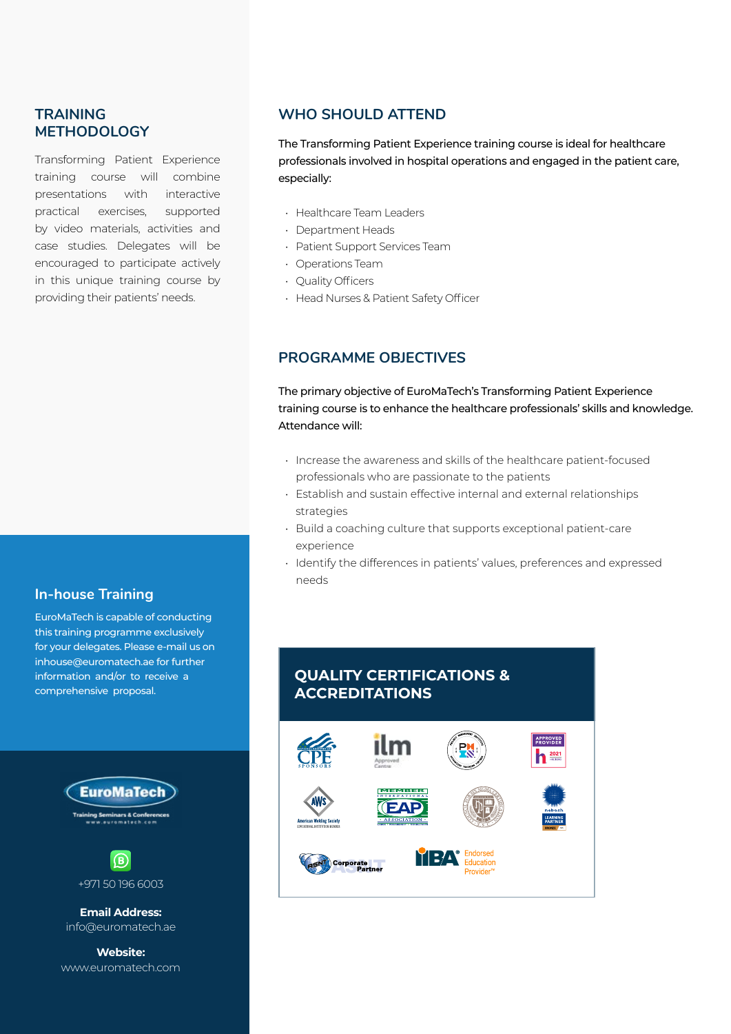## TRAINING METHODOLOGY

Transforming Patient Experience training course will combine presentations with interactive practical exercises, supported by video materials, activities and case studies. Delegates will be encouraged to participate actively in this unique training course by providing their patients' needs.

## In-house Training

EuroMaTech is capable of conducting this training programme exclusively for your delegates. Please e-mail us on inhouse@euromatech.ae for further information and/or to receive a comprehensive proposal.

EuroMaTech
Training Seminars & Conferences
www.euromatech.com

+971 50 196 6003

**Email Address:**
info@euromatech.ae

**Website:**
www.euromatech.com

## WHO SHOULD ATTEND

The Transforming Patient Experience training course is ideal for healthcare professionals involved in hospital operations and engaged in the patient care, especially:

- Healthcare Team Leaders
- Department Heads
- Patient Support Services Team
- Operations Team
- Quality Officers
- Head Nurses & Patient Safety Officer

## PROGRAMME OBJECTIVES

The primary objective of EuroMaTech's Transforming Patient Experience training course is to enhance the healthcare professionals' skills and knowledge. Attendance will:

- Increase the awareness and skills of the healthcare patient-focused professionals who are passionate to the patients
- Establish and sustain effective internal and external relationships strategies
- Build a coaching culture that supports exceptional patient-care experience
- Identify the differences in patients' values, preferences and expressed needs

## QUALITY CERTIFICATIONS & ACCREDITATIONS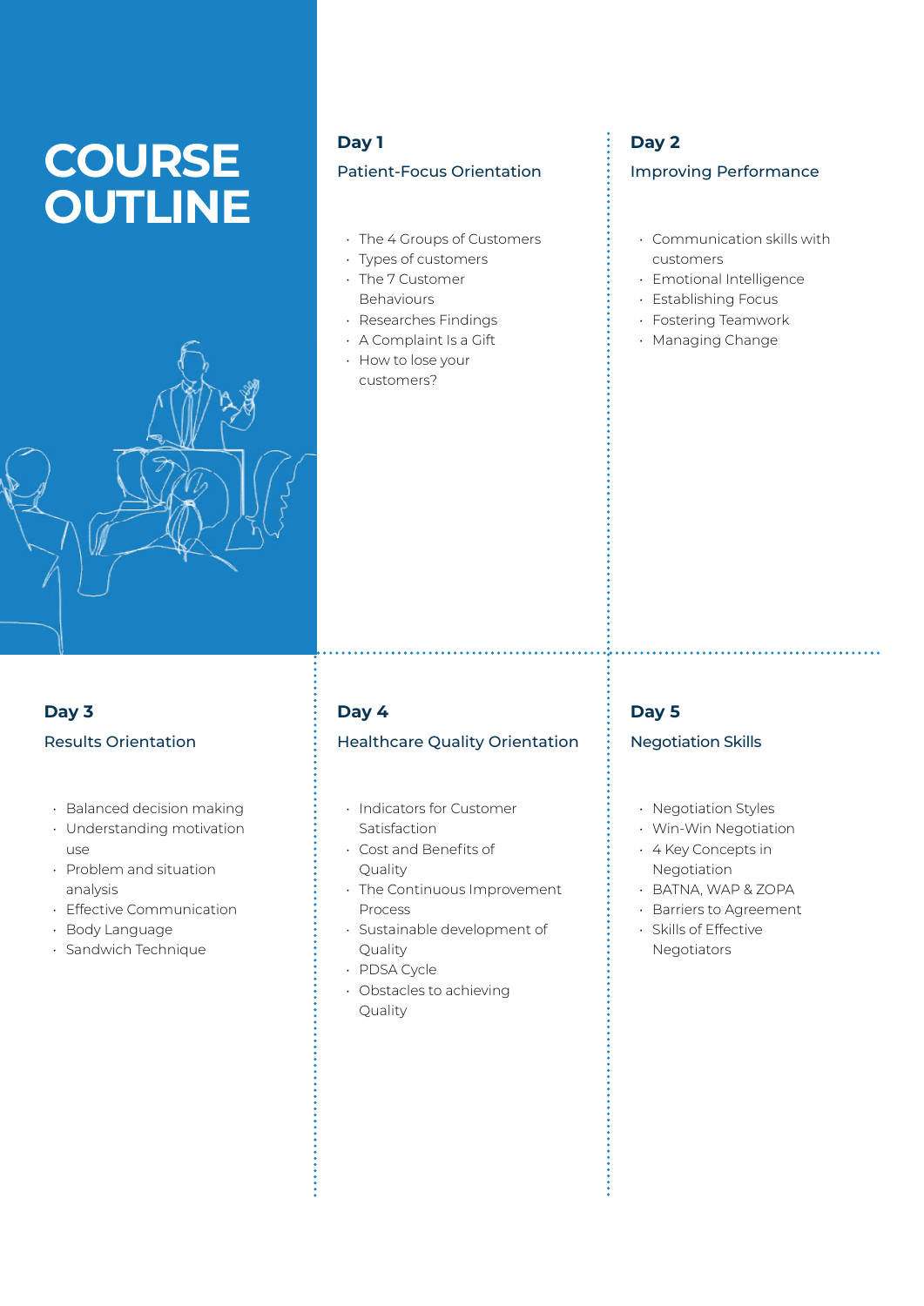# COURSE OUTLINE

## Day 1

### Patient-Focus Orientation

- The 4 Groups of Customers
- Types of customers
- The 7 Customer Behaviours
- Researches Findings
- A Complaint Is a Gift
- How to lose your customers?

## Day 2

### Improving Performance

- Communication skills with customers
- Emotional Intelligence
- Establishing Focus
- Fostering Teamwork
- Managing Change

## Day 3

### Results Orientation

- Balanced decision making
- Understanding motivation use
- Problem and situation analysis
- Effective Communication
- Body Language
- Sandwich Technique

## Day 4

### Healthcare Quality Orientation

- Indicators for Customer Satisfaction
- Cost and Benefits of Quality
- The Continuous Improvement Process
- Sustainable development of Quality
- PDSA Cycle
- Obstacles to achieving Quality

## Day 5

### Negotiation Skills

- Negotiation Styles
- Win-Win Negotiation
- 4 Key Concepts in Negotiation
- BATNA, WAP & ZOPA
- Barriers to Agreement
- Skills of Effective Negotiators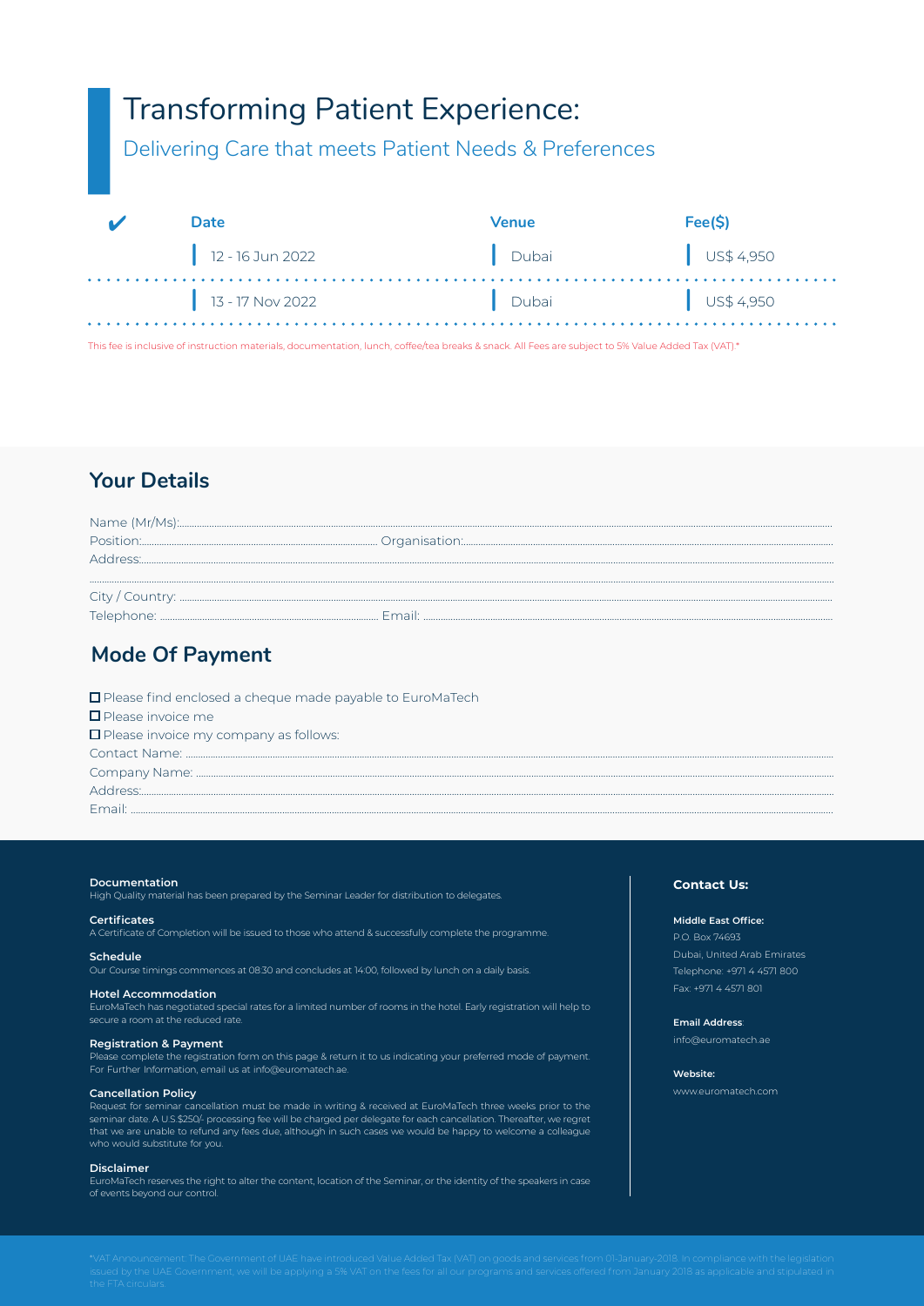# Transforming Patient Experience:

## Delivering Care that meets Patient Needs & Preferences

| ✔ | Date | Venue | Fee($) |
|---|---|---|---|
| | 12 - 16 Jun 2022 | Dubai | US$ 4,950 |
| | 13 - 17 Nov 2022 | Dubai | US$ 4,950 |

This fee is inclusive of instruction materials, documentation, lunch, coffee/tea breaks & snack. All Fees are subject to 5% Value Added Tax (VAT).*

## Your Details

Name (Mr/Ms):.......................................................................................................

Position:....................................... Organisation:.......................................................

Address:..............................................................................................................

...........................................................................................................................

City / Country: ......................................................................................................

Telephone: ........................................ Email: .....................................................

## Mode Of Payment

☐ Please find enclosed a cheque made payable to EuroMaTech

☐ Please invoice me

☐ Please invoice my company as follows:

Contact Name: .......................................................................................................

Company Name: .....................................................................................................

Address:..............................................................................................................

Email: ....................................................................................................................

**Documentation**
High Quality material has been prepared by the Seminar Leader for distribution to delegates.

**Certificates**
A Certificate of Completion will be issued to those who attend & successfully complete the programme.

**Schedule**
Our Course timings commences at 08:30 and concludes at 14:00, followed by lunch on a daily basis.

**Hotel Accommodation**
EuroMaTech has negotiated special rates for a limited number of rooms in the hotel. Early registration will help to secure a room at the reduced rate.

**Registration & Payment**
Please complete the registration form on this page & return it to us indicating your preferred mode of payment. For Further Information, email us at info@euromatech.ae.

**Cancellation Policy**
Request for seminar cancellation must be made in writing & received at EuroMaTech three weeks prior to the seminar date. A U.S $250/- processing fee will be charged per delegate for each cancellation. Thereafter, we regret that we are unable to refund any fees due, although in such cases we would be happy to welcome a colleague who would substitute for you.

**Disclaimer**
EuroMaTech reserves the right to alter the content, location of the Seminar, or the identity of the speakers in case of events beyond our control.

**Contact Us:**

**Middle East Office:**
P.O. Box 74693
Dubai, United Arab Emirates
Telephone: +971 4 4571 800
Fax: +971 4 4571 801

**Email Address**
info@euromatech.ae

**Website:**
www.euromatech.com

*VAT Announcement: The Government of UAE have introduced Value Added Tax (VAT) on goods and services from 01-January-2018. In compliance with the legislation issued by the UAE Government, we will be applying a 5% VAT on the fees for all our programs and services offered from January 2018 as applicable and stipulated in the FTA circulars.